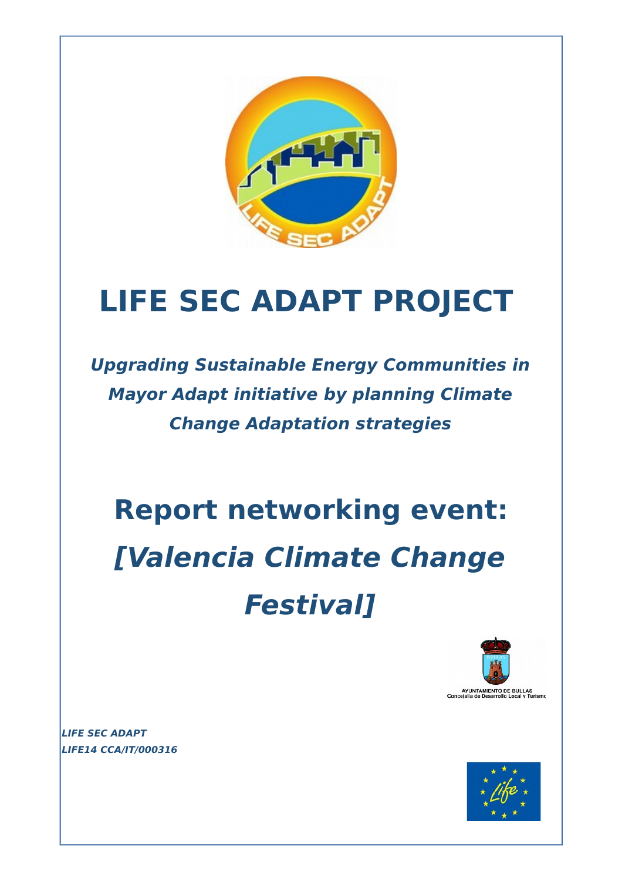# LIFE SEC ADAPT PROJECT

***Upgrading Sustainable Energy Communities in Mayor Adapt initiative by planning Climate Change Adaptation strategies***

# Report networking event:
# *[Valencia Climate Change Festival]*

AYUNTAMIENTO DE BULLAS
Concejalía de Desarrollo Local y Turismo

***LIFE SEC ADAPT***
***LIFE14 CCA/IT/000316***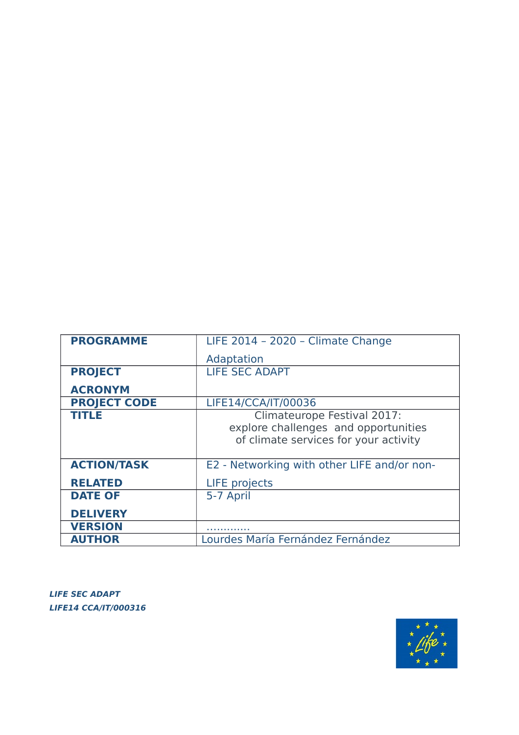| PROGRAMME | LIFE 2014 – 2020 – Climate Change Adaptation |
|---|---|
| PROJECT ACRONYM | LIFE SEC ADAPT |
| PROJECT CODE | LIFE14/CCA/IT/00036 |
| TITLE | Climateurope Festival 2017: explore challenges and opportunities of climate services for your activity |
| ACTION/TASK RELATED | E2 - Networking with other LIFE and/or non-LIFE projects |
| DATE OF DELIVERY | 5-7 April |
| VERSION | …………. |
| AUTHOR | Lourdes María Fernández Fernández |

***LIFE SEC ADAPT***
***LIFE14 CCA/IT/000316***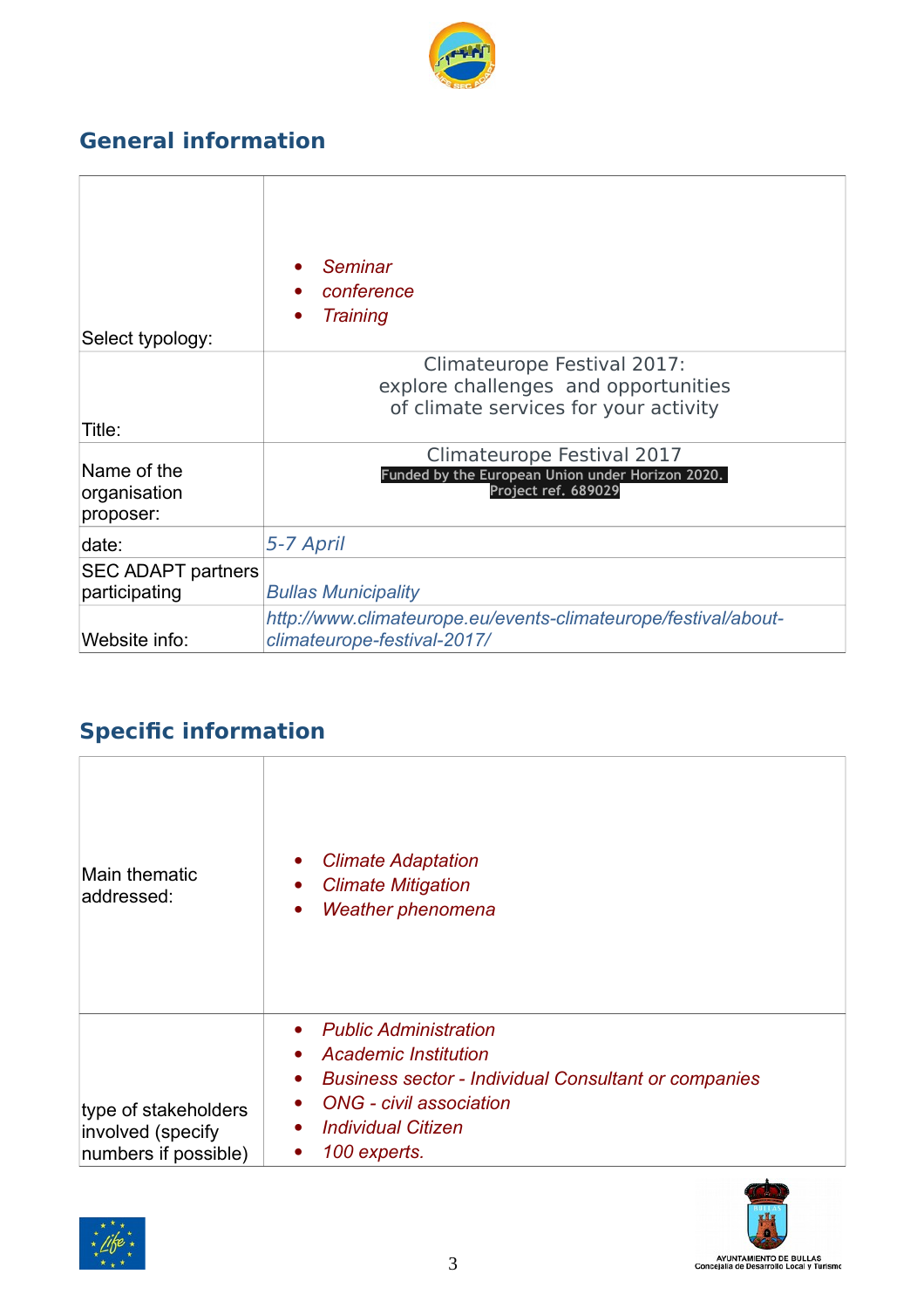## General information

| | |
|---|---|
| Select typology: | • *Seminar*<br>• *conference*<br>• *Training* |
| Title: | Climateurope Festival 2017:<br>explore challenges and opportunities<br>of climate services for your activity |
| Name of the organisation proposer: | Climateurope Festival 2017<br>Funded by the European Union under Horizon 2020.<br>Project ref. 689029 |
| date: | *5-7 April* |
| SEC ADAPT partners participating | *Bullas Municipality* |
| Website info: | *http://www.climateurope.eu/events-climateurope/festival/about-climateurope-festival-2017/* |

## Specific information

| | |
|---|---|
| Main thematic addressed: | • *Climate Adaptation*<br>• *Climate Mitigation*<br>• *Weather phenomena* |
| type of stakeholders involved (specify numbers if possible) | • *Public Administration*<br>• *Academic Institution*<br>• *Business sector - Individual Consultant or companies*<br>• *ONG - civil association*<br>• *Individual Citizen*<br>• *100 experts.* |

AYUNTAMIENTO DE BULLAS
Concejalía de Desarrollo Local y Turismo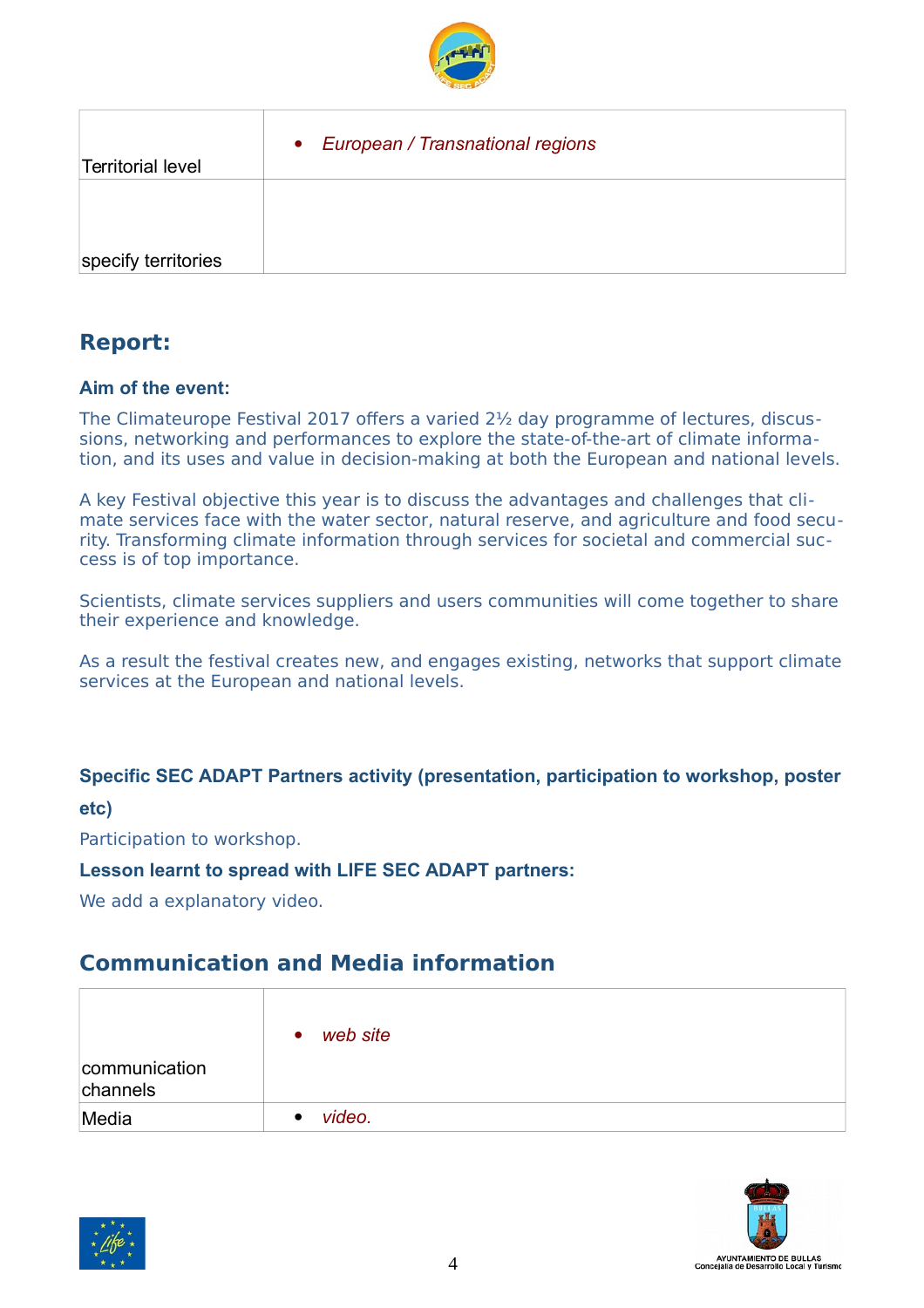| | |
|---|---|
| Territorial level | • *European / Transnational regions* |
| specify territories | |

## Report:

### Aim of the event:

The Climateurope Festival 2017 offers a varied 2½ day programme of lectures, discussions, networking and performances to explore the state-of-the-art of climate information, and its uses and value in decision-making at both the European and national levels.

A key Festival objective this year is to discuss the advantages and challenges that climate services face with the water sector, natural reserve, and agriculture and food security. Transforming climate information through services for societal and commercial success is of top importance.

Scientists, climate services suppliers and users communities will come together to share their experience and knowledge.

As a result the festival creates new, and engages existing, networks that support climate services at the European and national levels.

### Specific SEC ADAPT Partners activity (presentation, participation to workshop, poster etc)

Participation to workshop.

### Lesson learnt to spread with LIFE SEC ADAPT partners:

We add a explanatory video.

## Communication and Media information

| | |
|---|---|
| communication channels | • *web site* |
| Media | • *video.* |